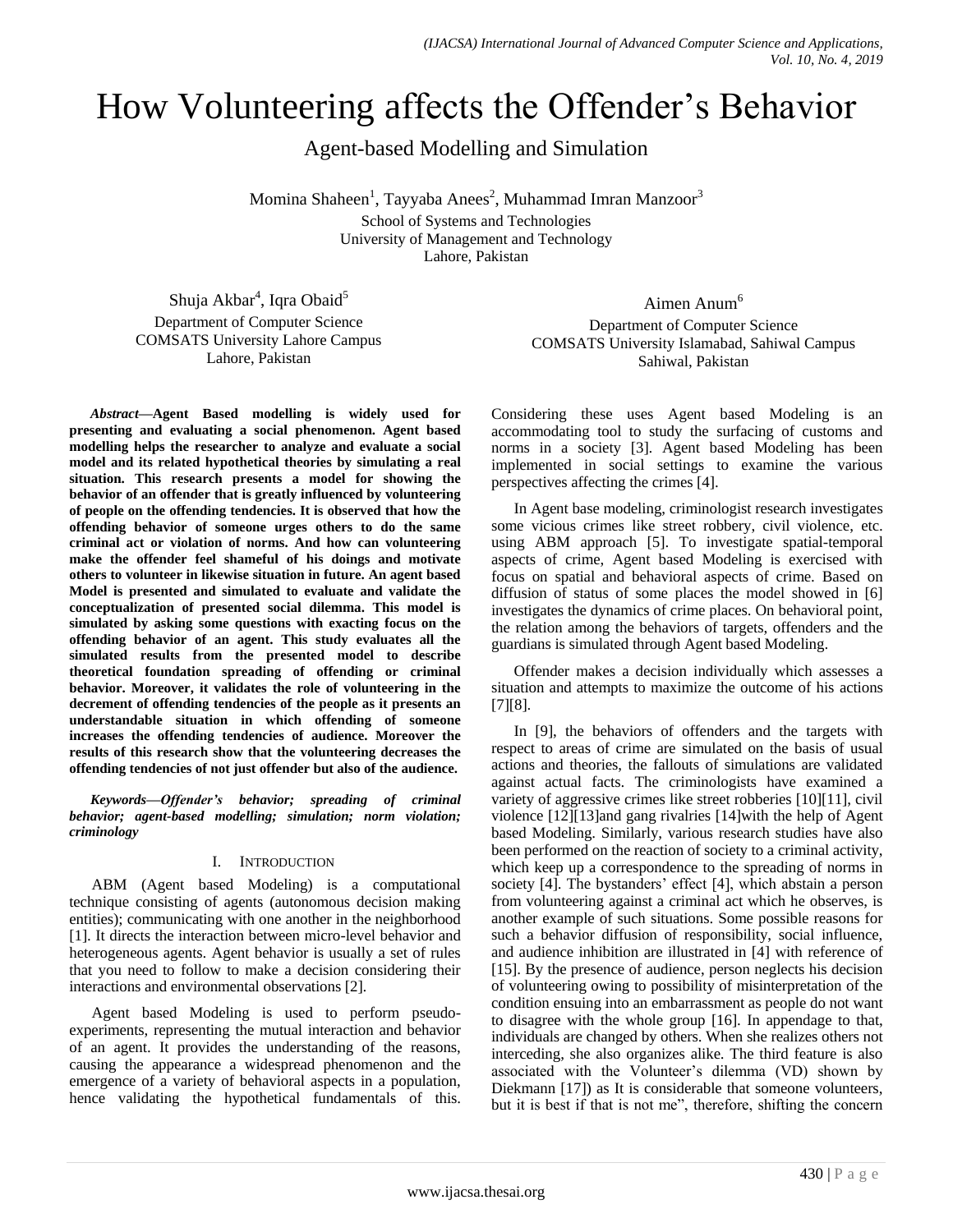# How Volunteering affects the Offender's Behavior

## Agent-based Modelling and Simulation

Momina Shaheen[1], Tayyaba Anees[2], Muhammad Imran Manzoor[3]
School of Systems and Technologies
University of Management and Technology
Lahore, Pakistan

Shuja Akbar[4], Iqra Obaid[5]
Department of Computer Science
COMSATS University Lahore Campus
Lahore, Pakistan

Aimen Anum[6]
Department of Computer Science
COMSATS University Islamabad, Sahiwal Campus
Sahiwal, Pakistan

***Abstract*—Agent Based modelling is widely used for presenting and evaluating a social phenomenon. Agent based modelling helps the researcher to analyze and evaluate a social model and its related hypothetical theories by simulating a real situation. This research presents a model for showing the behavior of an offender that is greatly influenced by volunteering of people on the offending tendencies. It is observed that how the offending behavior of someone urges others to do the same criminal act or violation of norms. And how can volunteering make the offender feel shameful of his doings and motivate others to volunteer in likewise situation in future. An agent based Model is presented and simulated to evaluate and validate the conceptualization of presented social dilemma. This model is simulated by asking some questions with exacting focus on the offending behavior of an agent. This study evaluates all the simulated results from the presented model to describe theoretical foundation spreading of offending or criminal behavior. Moreover, it validates the role of volunteering in the decrement of offending tendencies of the people as it presents an understandable situation in which offending of someone increases the offending tendencies of audience. Moreover the results of this research show that the volunteering decreases the offending tendencies of not just offender but also of the audience.**

***Keywords*—*Offender's behavior; spreading of criminal behavior; agent-based modelling; simulation; norm violation; criminology***

## I. Introduction

ABM (Agent based Modeling) is a computational technique consisting of agents (autonomous decision making entities); communicating with one another in the neighborhood [1]. It directs the interaction between micro-level behavior and heterogeneous agents. Agent behavior is usually a set of rules that you need to follow to make a decision considering their interactions and environmental observations [2].

Agent based Modeling is used to perform pseudo-experiments, representing the mutual interaction and behavior of an agent. It provides the understanding of the reasons, causing the appearance a widespread phenomenon and the emergence of a variety of behavioral aspects in a population, hence validating the hypothetical fundamentals of this. Considering these uses Agent based Modeling is an accommodating tool to study the surfacing of customs and norms in a society [3]. Agent based Modeling has been implemented in social settings to examine the various perspectives affecting the crimes [4].

In Agent base modeling, criminologist research investigates some vicious crimes like street robbery, civil violence, etc. using ABM approach [5]. To investigate spatial-temporal aspects of crime, Agent based Modeling is exercised with focus on spatial and behavioral aspects of crime. Based on diffusion of status of some places the model showed in [6] investigates the dynamics of crime places. On behavioral point, the relation among the behaviors of targets, offenders and the guardians is simulated through Agent based Modeling.

Offender makes a decision individually which assesses a situation and attempts to maximize the outcome of his actions [7][8].

In [9], the behaviors of offenders and the targets with respect to areas of crime are simulated on the basis of usual actions and theories, the fallouts of simulations are validated against actual facts. The criminologists have examined a variety of aggressive crimes like street robberies [10][11], civil violence [12][13]and gang rivalries [14]with the help of Agent based Modeling. Similarly, various research studies have also been performed on the reaction of society to a criminal activity, which keep up a correspondence to the spreading of norms in society [4]. The bystanders' effect [4], which abstain a person from volunteering against a criminal act which he observes, is another example of such situations. Some possible reasons for such a behavior diffusion of responsibility, social influence, and audience inhibition are illustrated in [4] with reference of [15]. By the presence of audience, person neglects his decision of volunteering owing to possibility of misinterpretation of the condition ensuing into an embarrassment as people do not want to disagree with the whole group [16]. In appendage to that, individuals are changed by others. When she realizes others not interceding, she also organizes alike. The third feature is also associated with the Volunteer's dilemma (VD) shown by Diekmann [17]) as It is considerable that someone volunteers, but it is best if that is not me", therefore, shifting the concern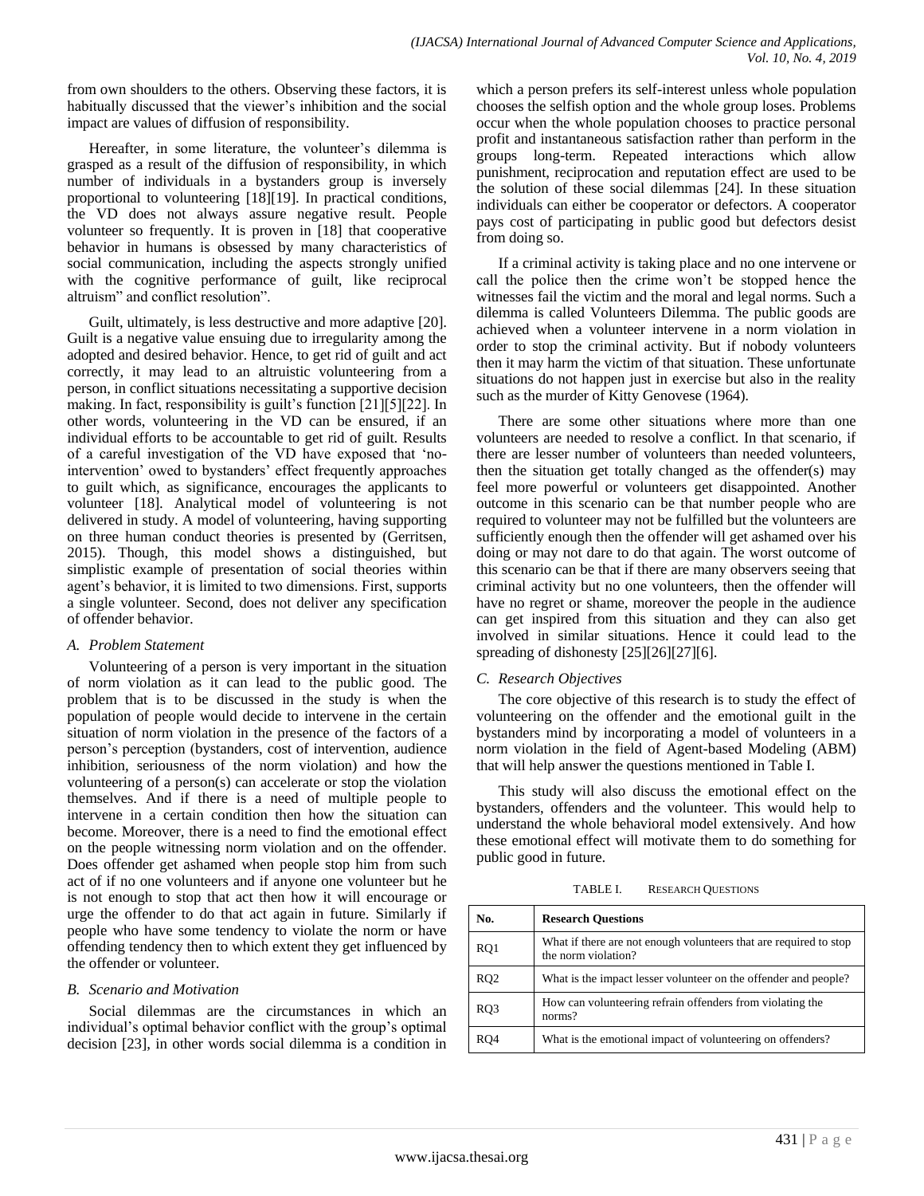from own shoulders to the others. Observing these factors, it is habitually discussed that the viewer's inhibition and the social impact are values of diffusion of responsibility.

Hereafter, in some literature, the volunteer's dilemma is grasped as a result of the diffusion of responsibility, in which number of individuals in a bystanders group is inversely proportional to volunteering [18][19]. In practical conditions, the VD does not always assure negative result. People volunteer so frequently. It is proven in [18] that cooperative behavior in humans is obsessed by many characteristics of social communication, including the aspects strongly unified with the cognitive performance of guilt, like reciprocal altruism" and conflict resolution".

Guilt, ultimately, is less destructive and more adaptive [20]. Guilt is a negative value ensuing due to irregularity among the adopted and desired behavior. Hence, to get rid of guilt and act correctly, it may lead to an altruistic volunteering from a person, in conflict situations necessitating a supportive decision making. In fact, responsibility is guilt's function [21][5][22]. In other words, volunteering in the VD can be ensured, if an individual efforts to be accountable to get rid of guilt. Results of a careful investigation of the VD have exposed that 'no-intervention' owed to bystanders' effect frequently approaches to guilt which, as significance, encourages the applicants to volunteer [18]. Analytical model of volunteering is not delivered in study. A model of volunteering, having supporting on three human conduct theories is presented by (Gerritsen, 2015). Though, this model shows a distinguished, but simplistic example of presentation of social theories within agent's behavior, it is limited to two dimensions. First, supports a single volunteer. Second, does not deliver any specification of offender behavior.

### *A. Problem Statement*

Volunteering of a person is very important in the situation of norm violation as it can lead to the public good. The problem that is to be discussed in the study is when the population of people would decide to intervene in the certain situation of norm violation in the presence of the factors of a person's perception (bystanders, cost of intervention, audience inhibition, seriousness of the norm violation) and how the volunteering of a person(s) can accelerate or stop the violation themselves. And if there is a need of multiple people to intervene in a certain condition then how the situation can become. Moreover, there is a need to find the emotional effect on the people witnessing norm violation and on the offender. Does offender get ashamed when people stop him from such act of if no one volunteers and if anyone one volunteer but he is not enough to stop that act then how it will encourage or urge the offender to do that act again in future. Similarly if people who have some tendency to violate the norm or have offending tendency then to which extent they get influenced by the offender or volunteer.

### *B. Scenario and Motivation*

Social dilemmas are the circumstances in which an individual's optimal behavior conflict with the group's optimal decision [23], in other words social dilemma is a condition in which a person prefers its self-interest unless whole population chooses the selfish option and the whole group loses. Problems occur when the whole population chooses to practice personal profit and instantaneous satisfaction rather than perform in the groups long-term. Repeated interactions which allow punishment, reciprocation and reputation effect are used to be the solution of these social dilemmas [24]. In these situation individuals can either be cooperator or defectors. A cooperator pays cost of participating in public good but defectors desist from doing so.

If a criminal activity is taking place and no one intervene or call the police then the crime won't be stopped hence the witnesses fail the victim and the moral and legal norms. Such a dilemma is called Volunteers Dilemma. The public goods are achieved when a volunteer intervene in a norm violation in order to stop the criminal activity. But if nobody volunteers then it may harm the victim of that situation. These unfortunate situations do not happen just in exercise but also in the reality such as the murder of Kitty Genovese (1964).

There are some other situations where more than one volunteers are needed to resolve a conflict. In that scenario, if there are lesser number of volunteers than needed volunteers, then the situation get totally changed as the offender(s) may feel more powerful or volunteers get disappointed. Another outcome in this scenario can be that number people who are required to volunteer may not be fulfilled but the volunteers are sufficiently enough then the offender will get ashamed over his doing or may not dare to do that again. The worst outcome of this scenario can be that if there are many observers seeing that criminal activity but no one volunteers, then the offender will have no regret or shame, moreover the people in the audience can get inspired from this situation and they can also get involved in similar situations. Hence it could lead to the spreading of dishonesty [25][26][27][6].

### *C. Research Objectives*

The core objective of this research is to study the effect of volunteering on the offender and the emotional guilt in the bystanders mind by incorporating a model of volunteers in a norm violation in the field of Agent-based Modeling (ABM) that will help answer the questions mentioned in Table I.

This study will also discuss the emotional effect on the bystanders, offenders and the volunteer. This would help to understand the whole behavioral model extensively. And how these emotional effect will motivate them to do something for public good in future.

TABLE I. RESEARCH QUESTIONS

| No. | Research Questions |
|---|---|
| RQ1 | What if there are not enough volunteers that are required to stop the norm violation? |
| RQ2 | What is the impact lesser volunteer on the offender and people? |
| RQ3 | How can volunteering refrain offenders from violating the norms? |
| RQ4 | What is the emotional impact of volunteering on offenders? |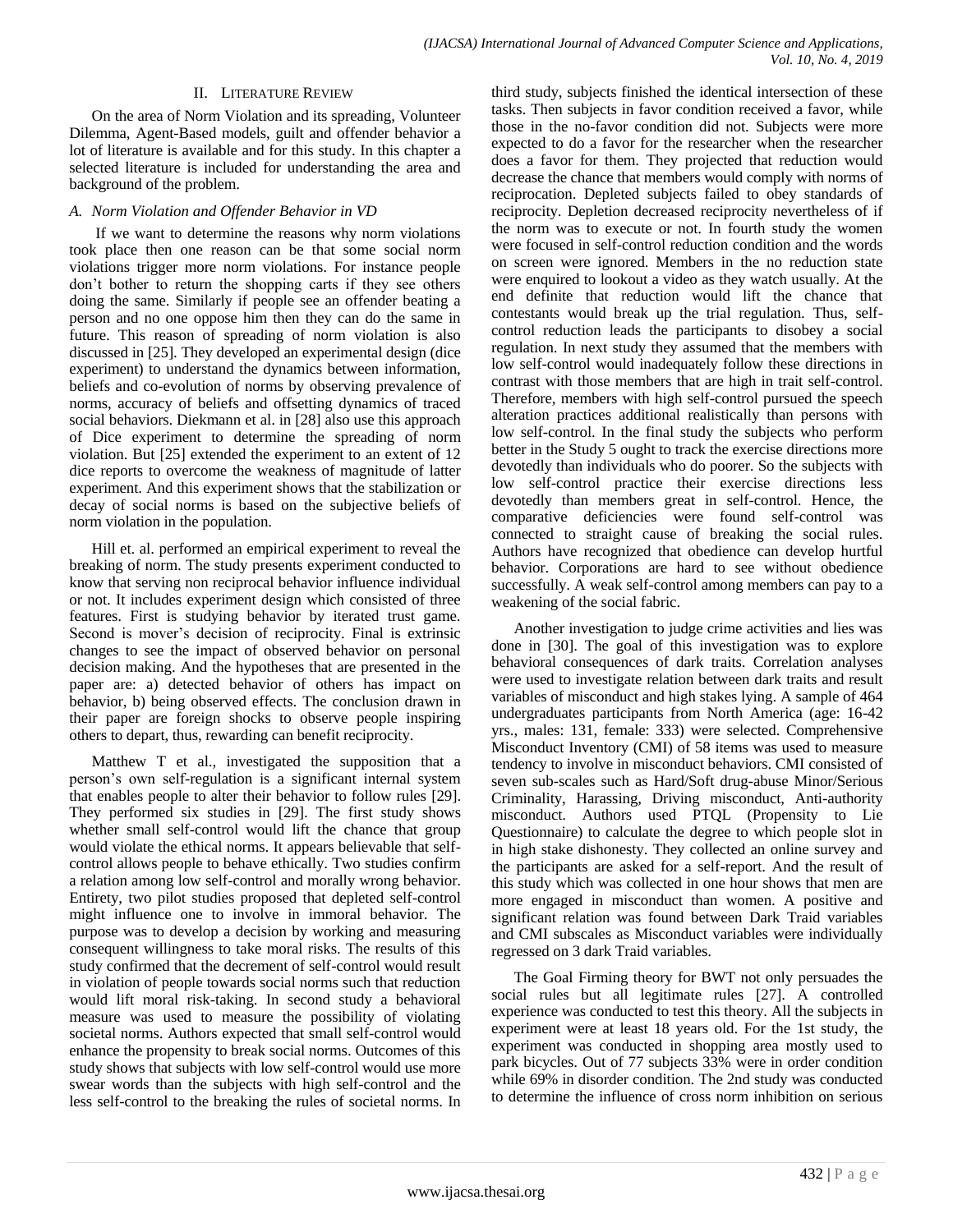## II. Literature Review

On the area of Norm Violation and its spreading, Volunteer Dilemma, Agent-Based models, guilt and offender behavior a lot of literature is available and for this study. In this chapter a selected literature is included for understanding the area and background of the problem.

### *A. Norm Violation and Offender Behavior in VD*

If we want to determine the reasons why norm violations took place then one reason can be that some social norm violations trigger more norm violations. For instance people don't bother to return the shopping carts if they see others doing the same. Similarly if people see an offender beating a person and no one oppose him then they can do the same in future. This reason of spreading of norm violation is also discussed in [25]. They developed an experimental design (dice experiment) to understand the dynamics between information, beliefs and co-evolution of norms by observing prevalence of norms, accuracy of beliefs and offsetting dynamics of traced social behaviors. Diekmann et al. in [28] also use this approach of Dice experiment to determine the spreading of norm violation. But [25] extended the experiment to an extent of 12 dice reports to overcome the weakness of magnitude of latter experiment. And this experiment shows that the stabilization or decay of social norms is based on the subjective beliefs of norm violation in the population.

Hill et. al. performed an empirical experiment to reveal the breaking of norm. The study presents experiment conducted to know that serving non reciprocal behavior influence individual or not. It includes experiment design which consisted of three features. First is studying behavior by iterated trust game. Second is mover's decision of reciprocity. Final is extrinsic changes to see the impact of observed behavior on personal decision making. And the hypotheses that are presented in the paper are: a) detected behavior of others has impact on behavior, b) being observed effects. The conclusion drawn in their paper are foreign shocks to observe people inspiring others to depart, thus, rewarding can benefit reciprocity.

Matthew T et al., investigated the supposition that a person's own self-regulation is a significant internal system that enables people to alter their behavior to follow rules [29]. They performed six studies in [29]. The first study shows whether small self-control would lift the chance that group would violate the ethical norms. It appears believable that self-control allows people to behave ethically. Two studies confirm a relation among low self-control and morally wrong behavior. Entirety, two pilot studies proposed that depleted self-control might influence one to involve in immoral behavior. The purpose was to develop a decision by working and measuring consequent willingness to take moral risks. The results of this study confirmed that the decrement of self-control would result in violation of people towards social norms such that reduction would lift moral risk-taking. In second study a behavioral measure was used to measure the possibility of violating societal norms. Authors expected that small self-control would enhance the propensity to break social norms. Outcomes of this study shows that subjects with low self-control would use more swear words than the subjects with high self-control and the less self-control to the breaking the rules of societal norms. In third study, subjects finished the identical intersection of these tasks. Then subjects in favor condition received a favor, while those in the no-favor condition did not. Subjects were more expected to do a favor for the researcher when the researcher does a favor for them. They projected that reduction would decrease the chance that members would comply with norms of reciprocation. Depleted subjects failed to obey standards of reciprocity. Depletion decreased reciprocity nevertheless of if the norm was to execute or not. In fourth study the women were focused in self-control reduction condition and the words on screen were ignored. Members in the no reduction state were enquired to lookout a video as they watch usually. At the end definite that reduction would lift the chance that contestants would break up the trial regulation. Thus, self-control reduction leads the participants to disobey a social regulation. In next study they assumed that the members with low self-control would inadequately follow these directions in contrast with those members that are high in trait self-control. Therefore, members with high self-control pursued the speech alteration practices additional realistically than persons with low self-control. In the final study the subjects who perform better in the Study 5 ought to track the exercise directions more devotedly than individuals who do poorer. So the subjects with low self-control practice their exercise directions less devotedly than members great in self-control. Hence, the comparative deficiencies were found self-control was connected to straight cause of breaking the social rules. Authors have recognized that obedience can develop hurtful behavior. Corporations are hard to see without obedience successfully. A weak self-control among members can pay to a weakening of the social fabric.

Another investigation to judge crime activities and lies was done in [30]. The goal of this investigation was to explore behavioral consequences of dark traits. Correlation analyses were used to investigate relation between dark traits and result variables of misconduct and high stakes lying. A sample of 464 undergraduates participants from North America (age: 16-42 yrs., males: 131, female: 333) were selected. Comprehensive Misconduct Inventory (CMI) of 58 items was used to measure tendency to involve in misconduct behaviors. CMI consisted of seven sub-scales such as Hard/Soft drug-abuse Minor/Serious Criminality, Harassing, Driving misconduct, Anti-authority misconduct. Authors used PTQL (Propensity to Lie Questionnaire) to calculate the degree to which people slot in in high stake dishonesty. They collected an online survey and the participants are asked for a self-report. And the result of this study which was collected in one hour shows that men are more engaged in misconduct than women. A positive and significant relation was found between Dark Traid variables and CMI subscales as Misconduct variables were individually regressed on 3 dark Traid variables.

The Goal Firming theory for BWT not only persuades the social rules but all legitimate rules [27]. A controlled experience was conducted to test this theory. All the subjects in experiment were at least 18 years old. For the 1st study, the experiment was conducted in shopping area mostly used to park bicycles. Out of 77 subjects 33% were in order condition while 69% in disorder condition. The 2nd study was conducted to determine the influence of cross norm inhibition on serious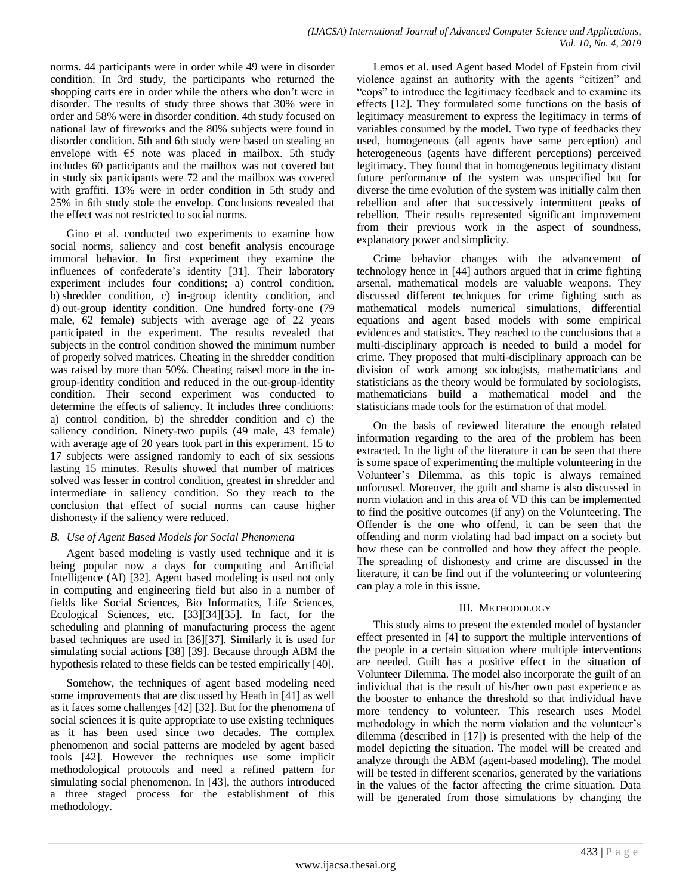norms. 44 participants were in order while 49 were in disorder condition. In 3rd study, the participants who returned the shopping carts ere in order while the others who don't were in disorder. The results of study three shows that 30% were in order and 58% were in disorder condition. 4th study focused on national law of fireworks and the 80% subjects were found in disorder condition. 5th and 6th study were based on stealing an envelope with €5 note was placed in mailbox. 5th study includes 60 participants and the mailbox was not covered but in study six participants were 72 and the mailbox was covered with graffiti. 13% were in order condition in 5th study and 25% in 6th study stole the envelop. Conclusions revealed that the effect was not restricted to social norms.

Gino et al. conducted two experiments to examine how social norms, saliency and cost benefit analysis encourage immoral behavior. In first experiment they examine the influences of confederate's identity [31]. Their laboratory experiment includes four conditions; a) control condition, b) shredder condition, c) in-group identity condition, and d) out-group identity condition. One hundred forty-one (79 male, 62 female) subjects with average age of 22 years participated in the experiment. The results revealed that subjects in the control condition showed the minimum number of properly solved matrices. Cheating in the shredder condition was raised by more than 50%. Cheating raised more in the in-group-identity condition and reduced in the out-group-identity condition. Their second experiment was conducted to determine the effects of saliency. It includes three conditions: a) control condition, b) the shredder condition and c) the saliency condition. Ninety-two pupils (49 male, 43 female) with average age of 20 years took part in this experiment. 15 to 17 subjects were assigned randomly to each of six sessions lasting 15 minutes. Results showed that number of matrices solved was lesser in control condition, greatest in shredder and intermediate in saliency condition. So they reach to the conclusion that effect of social norms can cause higher dishonesty if the saliency were reduced.

### *B. Use of Agent Based Models for Social Phenomena*

Agent based modeling is vastly used technique and it is being popular now a days for computing and Artificial Intelligence (AI) [32]. Agent based modeling is used not only in computing and engineering field but also in a number of fields like Social Sciences, Bio Informatics, Life Sciences, Ecological Sciences, etc. [33][34][35]. In fact, for the scheduling and planning of manufacturing process the agent based techniques are used in [36][37]. Similarly it is used for simulating social actions [38] [39]. Because through ABM the hypothesis related to these fields can be tested empirically [40].

Somehow, the techniques of agent based modeling need some improvements that are discussed by Heath in [41] as well as it faces some challenges [42] [32]. But for the phenomena of social sciences it is quite appropriate to use existing techniques as it has been used since two decades. The complex phenomenon and social patterns are modeled by agent based tools [42]. However the techniques use some implicit methodological protocols and need a refined pattern for simulating social phenomenon. In [43], the authors introduced a three staged process for the establishment of this methodology.

Lemos et al. used Agent based Model of Epstein from civil violence against an authority with the agents "citizen" and "cops" to introduce the legitimacy feedback and to examine its effects [12]. They formulated some functions on the basis of legitimacy measurement to express the legitimacy in terms of variables consumed by the model. Two type of feedbacks they used, homogeneous (all agents have same perception) and heterogeneous (agents have different perceptions) perceived legitimacy. They found that in homogeneous legitimacy distant future performance of the system was unspecified but for diverse the time evolution of the system was initially calm then rebellion and after that successively intermittent peaks of rebellion. Their results represented significant improvement from their previous work in the aspect of soundness, explanatory power and simplicity.

Crime behavior changes with the advancement of technology hence in [44] authors argued that in crime fighting arsenal, mathematical models are valuable weapons. They discussed different techniques for crime fighting such as mathematical models numerical simulations, differential equations and agent based models with some empirical evidences and statistics. They reached to the conclusions that a multi-disciplinary approach is needed to build a model for crime. They proposed that multi-disciplinary approach can be division of work among sociologists, mathematicians and statisticians as the theory would be formulated by sociologists, mathematicians build a mathematical model and the statisticians made tools for the estimation of that model.

On the basis of reviewed literature the enough related information regarding to the area of the problem has been extracted. In the light of the literature it can be seen that there is some space of experimenting the multiple volunteering in the Volunteer's Dilemma, as this topic is always remained unfocused. Moreover, the guilt and shame is also discussed in norm violation and in this area of VD this can be implemented to find the positive outcomes (if any) on the Volunteering. The Offender is the one who offend, it can be seen that the offending and norm violating had bad impact on a society but how these can be controlled and how they affect the people. The spreading of dishonesty and crime are discussed in the literature, it can be find out if the volunteering or volunteering can play a role in this issue.

## III. Methodology

This study aims to present the extended model of bystander effect presented in [4] to support the multiple interventions of the people in a certain situation where multiple interventions are needed. Guilt has a positive effect in the situation of Volunteer Dilemma. The model also incorporate the guilt of an individual that is the result of his/her own past experience as the booster to enhance the threshold so that individual have more tendency to volunteer. This research uses Model methodology in which the norm violation and the volunteer's dilemma (described in [17]) is presented with the help of the model depicting the situation. The model will be created and analyze through the ABM (agent-based modeling). The model will be tested in different scenarios, generated by the variations in the values of the factor affecting the crime situation. Data will be generated from those simulations by changing the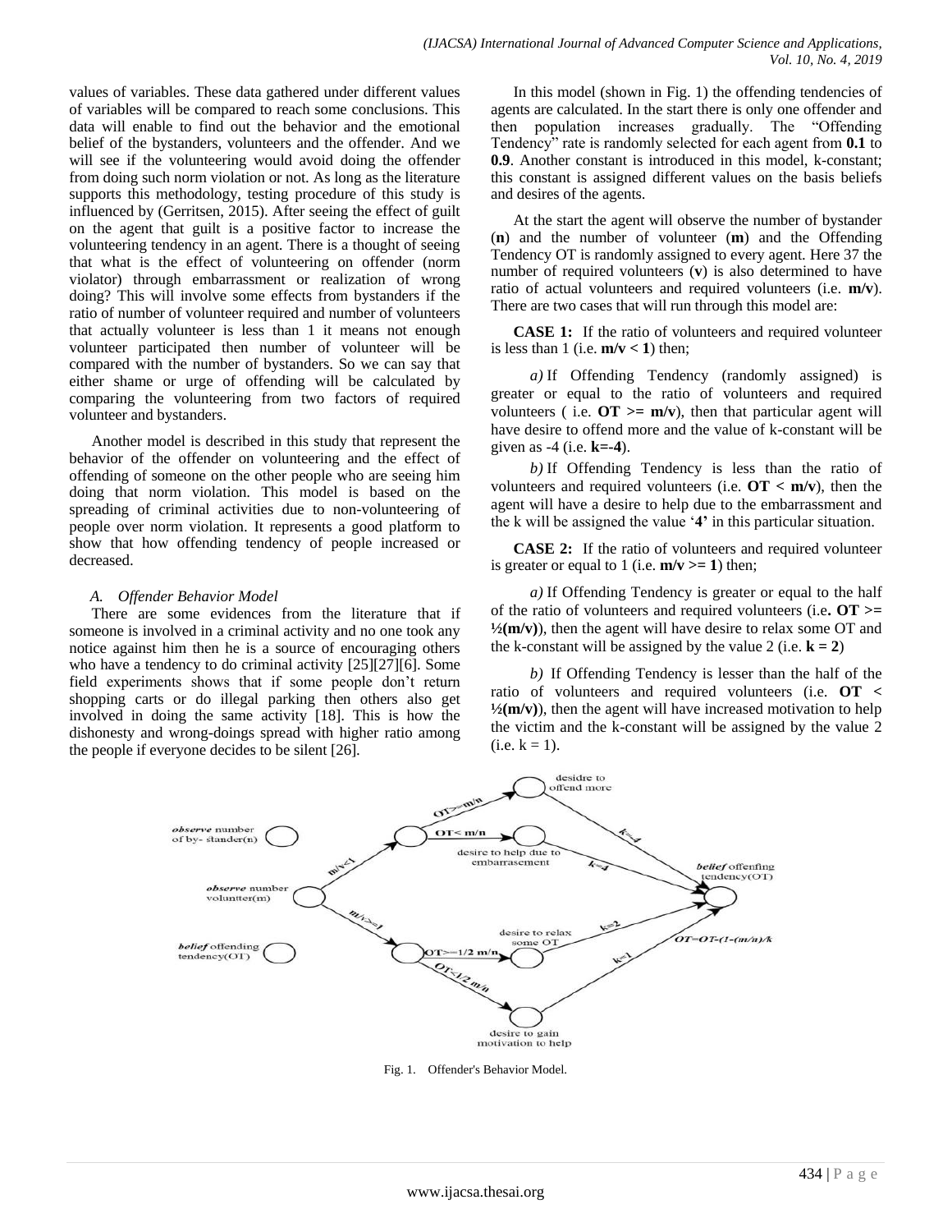values of variables. These data gathered under different values of variables will be compared to reach some conclusions. This data will enable to find out the behavior and the emotional belief of the bystanders, volunteers and the offender. And we will see if the volunteering would avoid doing the offender from doing such norm violation or not. As long as the literature supports this methodology, testing procedure of this study is influenced by (Gerritsen, 2015). After seeing the effect of guilt on the agent that guilt is a positive factor to increase the volunteering tendency in an agent. There is a thought of seeing that what is the effect of volunteering on offender (norm violator) through embarrassment or realization of wrong doing? This will involve some effects from bystanders if the ratio of number of volunteer required and number of volunteers that actually volunteer is less than 1 it means not enough volunteer participated then number of volunteer will be compared with the number of bystanders. So we can say that either shame or urge of offending will be calculated by comparing the volunteering from two factors of required volunteer and bystanders.

Another model is described in this study that represent the behavior of the offender on volunteering and the effect of offending of someone on the other people who are seeing him doing that norm violation. This model is based on the spreading of criminal activities due to non-volunteering of people over norm violation. It represents a good platform to show that how offending tendency of people increased or decreased.

### *A. Offender Behavior Model*

There are some evidences from the literature that if someone is involved in a criminal activity and no one took any notice against him then he is a source of encouraging others who have a tendency to do criminal activity [25][27][6]. Some field experiments shows that if some people don't return shopping carts or do illegal parking then others also get involved in doing the same activity [18]. This is how the dishonesty and wrong-doings spread with higher ratio among the people if everyone decides to be silent [26].

In this model (shown in Fig. 1) the offending tendencies of agents are calculated. In the start there is only one offender and then population increases gradually. The "Offending Tendency" rate is randomly selected for each agent from **0.1** to **0.9**. Another constant is introduced in this model, k-constant; this constant is assigned different values on the basis beliefs and desires of the agents.

At the start the agent will observe the number of bystander (**n**) and the number of volunteer (**m**) and the Offending Tendency OT is randomly assigned to every agent. Here 37 the number of required volunteers (**v**) is also determined to have ratio of actual volunteers and required volunteers (i.e. **m/v**). There are two cases that will run through this model are:

**CASE 1:** If the ratio of volunteers and required volunteer is less than 1 (i.e. $m/v < 1$) then;

*a)* If Offending Tendency (randomly assigned) is greater or equal to the ratio of volunteers and required volunteers ( i.e. $OT >= m/v$), then that particular agent will have desire to offend more and the value of k-constant will be given as -4 (i.e. $k=-4$).

*b)* If Offending Tendency is less than the ratio of volunteers and required volunteers (i.e. $OT < m/v$), then the agent will have a desire to help due to the embarrassment and the k will be assigned the value '**4**' in this particular situation.

**CASE 2:** If the ratio of volunteers and required volunteer is greater or equal to 1 (i.e. $m/v >= 1$) then;

*a)* If Offending Tendency is greater or equal to the half of the ratio of volunteers and required volunteers (i.e. $OT >= ½(m/v)$), then the agent will have desire to relax some OT and the k-constant will be assigned by the value 2 (i.e. $k = 2$)

*b)* If Offending Tendency is lesser than the half of the ratio of volunteers and required volunteers (i.e. $OT < ½(m/v)$), then the agent will have increased motivation to help the victim and the k-constant will be assigned by the value 2 (i.e. $k = 1$).

Fig. 1. Offender's Behavior Model.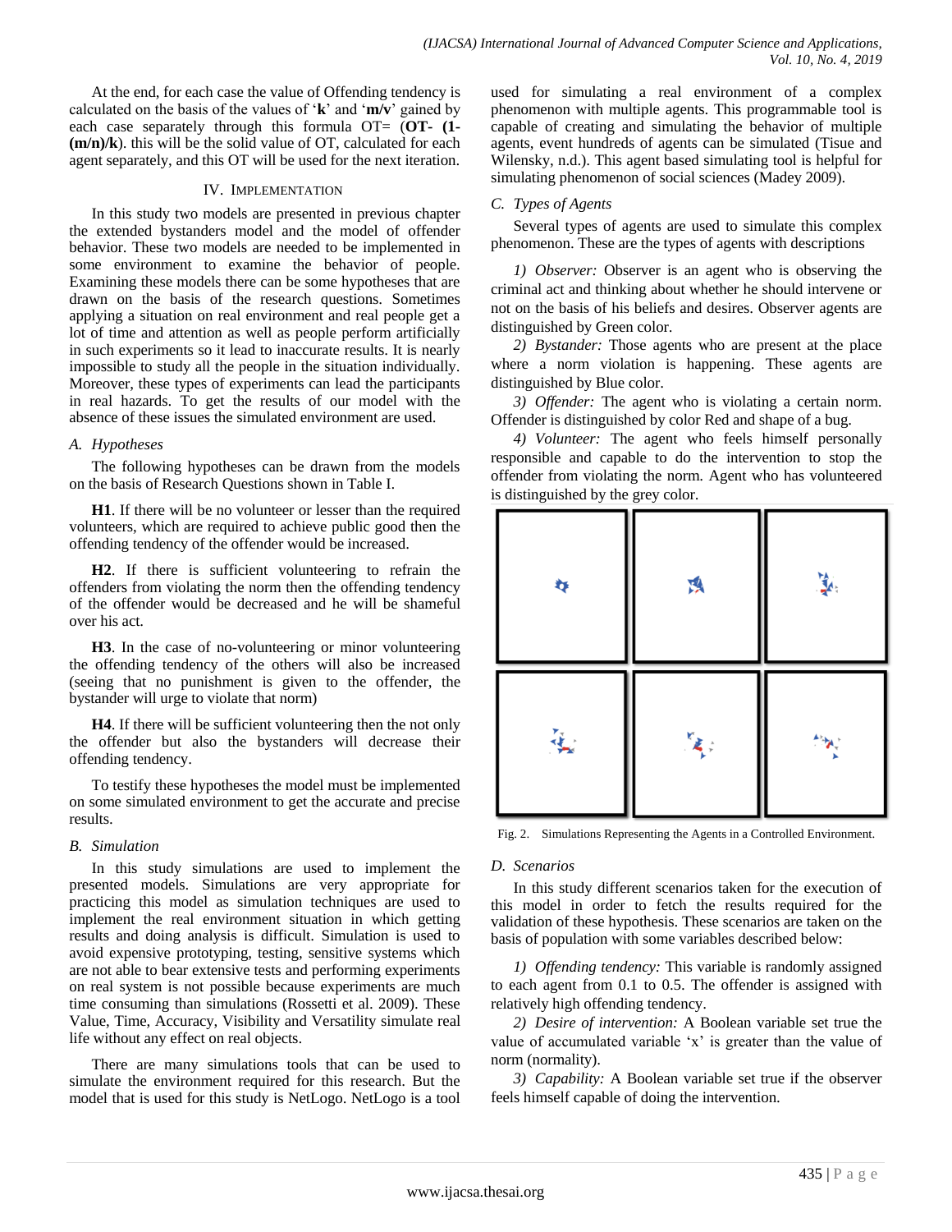At the end, for each case the value of Offending tendency is calculated on the basis of the values of '**k**' and '**m/v**' gained by each case separately through this formula OT= (**OT- (1-(m/n)/k**). this will be the solid value of OT, calculated for each agent separately, and this OT will be used for the next iteration.

## IV. Implementation

In this study two models are presented in previous chapter the extended bystanders model and the model of offender behavior. These two models are needed to be implemented in some environment to examine the behavior of people. Examining these models there can be some hypotheses that are drawn on the basis of the research questions. Sometimes applying a situation on real environment and real people get a lot of time and attention as well as people perform artificially in such experiments so it lead to inaccurate results. It is nearly impossible to study all the people in the situation individually. Moreover, these types of experiments can lead the participants in real hazards. To get the results of our model with the absence of these issues the simulated environment are used.

### *A. Hypotheses*

The following hypotheses can be drawn from the models on the basis of Research Questions shown in Table I.

**H1**. If there will be no volunteer or lesser than the required volunteers, which are required to achieve public good then the offending tendency of the offender would be increased.

**H2**. If there is sufficient volunteering to refrain the offenders from violating the norm then the offending tendency of the offender would be decreased and he will be shameful over his act.

**H3**. In the case of no-volunteering or minor volunteering the offending tendency of the others will also be increased (seeing that no punishment is given to the offender, the bystander will urge to violate that norm)

**H4**. If there will be sufficient volunteering then the not only the offender but also the bystanders will decrease their offending tendency.

To testify these hypotheses the model must be implemented on some simulated environment to get the accurate and precise results.

### *B. Simulation*

In this study simulations are used to implement the presented models. Simulations are very appropriate for practicing this model as simulation techniques are used to implement the real environment situation in which getting results and doing analysis is difficult. Simulation is used to avoid expensive prototyping, testing, sensitive systems which are not able to bear extensive tests and performing experiments on real system is not possible because experiments are much time consuming than simulations (Rossetti et al. 2009). These Value, Time, Accuracy, Visibility and Versatility simulate real life without any effect on real objects.

There are many simulations tools that can be used to simulate the environment required for this research. But the model that is used for this study is NetLogo. NetLogo is a tool used for simulating a real environment of a complex phenomenon with multiple agents. This programmable tool is capable of creating and simulating the behavior of multiple agents, event hundreds of agents can be simulated (Tisue and Wilensky, n.d.). This agent based simulating tool is helpful for simulating phenomenon of social sciences (Madey 2009).

### *C. Types of Agents*

Several types of agents are used to simulate this complex phenomenon. These are the types of agents with descriptions

*1) Observer:* Observer is an agent who is observing the criminal act and thinking about whether he should intervene or not on the basis of his beliefs and desires. Observer agents are distinguished by Green color.

*2) Bystander:* Those agents who are present at the place where a norm violation is happening. These agents are distinguished by Blue color.

*3) Offender:* The agent who is violating a certain norm. Offender is distinguished by color Red and shape of a bug.

*4) Volunteer:* The agent who feels himself personally responsible and capable to do the intervention to stop the offender from violating the norm. Agent who has volunteered is distinguished by the grey color.

Fig. 2. Simulations Representing the Agents in a Controlled Environment.

### *D. Scenarios*

In this study different scenarios taken for the execution of this model in order to fetch the results required for the validation of these hypothesis. These scenarios are taken on the basis of population with some variables described below:

*1) Offending tendency:* This variable is randomly assigned to each agent from 0.1 to 0.5. The offender is assigned with relatively high offending tendency.

*2) Desire of intervention:* A Boolean variable set true the value of accumulated variable 'x' is greater than the value of norm (normality).

*3) Capability:* A Boolean variable set true if the observer feels himself capable of doing the intervention.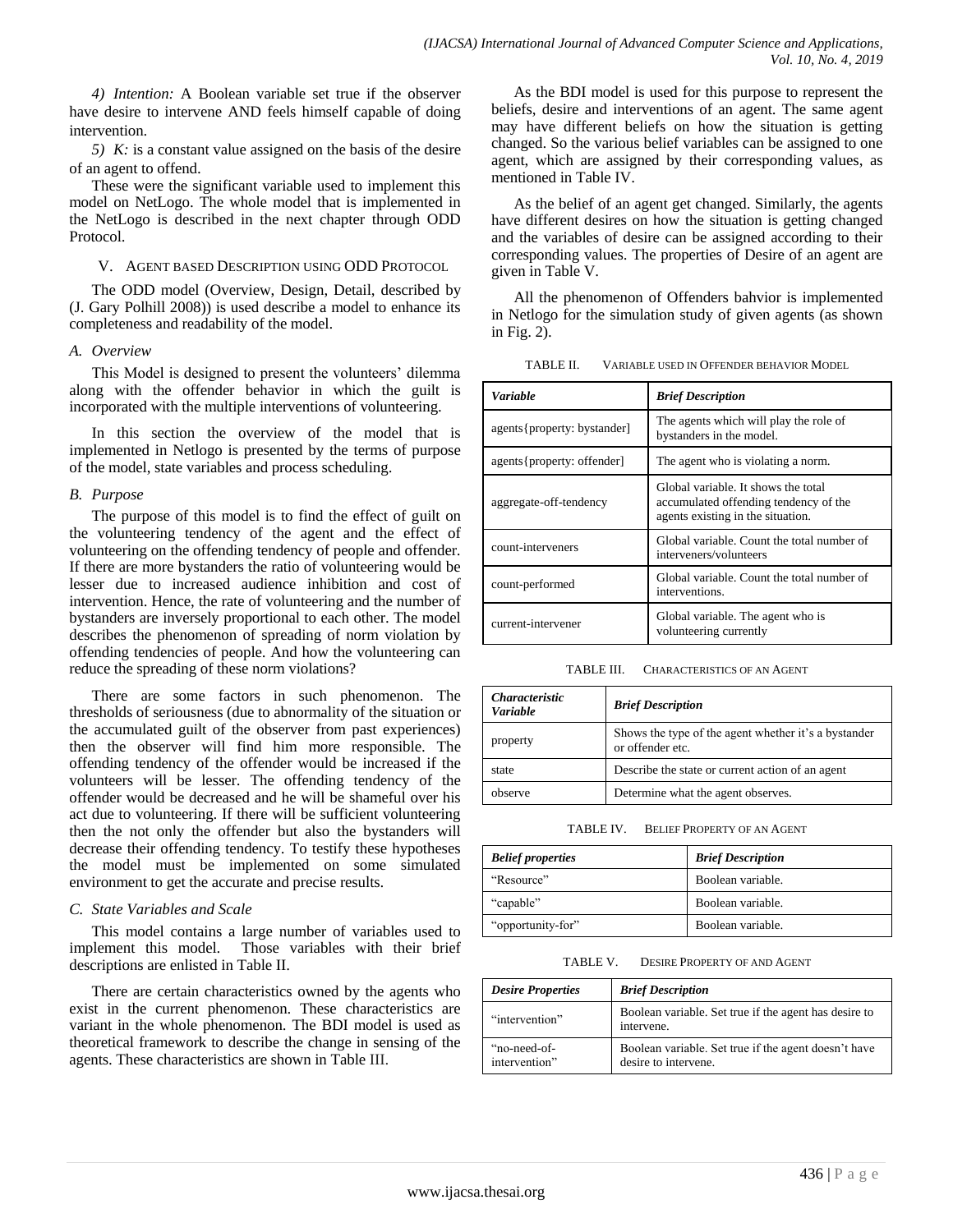*4) Intention:* A Boolean variable set true if the observer have desire to intervene AND feels himself capable of doing intervention.

*5) K:* is a constant value assigned on the basis of the desire of an agent to offend.

These were the significant variable used to implement this model on NetLogo. The whole model that is implemented in the NetLogo is described in the next chapter through ODD Protocol.

## V. Agent Based Description using ODD Protocol

The ODD model (Overview, Design, Detail, described by (J. Gary Polhill 2008)) is used describe a model to enhance its completeness and readability of the model.

### A. Overview

This Model is designed to present the volunteers' dilemma along with the offender behavior in which the guilt is incorporated with the multiple interventions of volunteering.

In this section the overview of the model that is implemented in Netlogo is presented by the terms of purpose of the model, state variables and process scheduling.

### B. Purpose

The purpose of this model is to find the effect of guilt on the volunteering tendency of the agent and the effect of volunteering on the offending tendency of people and offender. If there are more bystanders the ratio of volunteering would be lesser due to increased audience inhibition and cost of intervention. Hence, the rate of volunteering and the number of bystanders are inversely proportional to each other. The model describes the phenomenon of spreading of norm violation by offending tendencies of people. And how the volunteering can reduce the spreading of these norm violations?

There are some factors in such phenomenon. The thresholds of seriousness (due to abnormality of the situation or the accumulated guilt of the observer from past experiences) then the observer will find him more responsible. The offending tendency of the offender would be increased if the volunteers will be lesser. The offending tendency of the offender would be decreased and he will be shameful over his act due to volunteering. If there will be sufficient volunteering then the not only the offender but also the bystanders will decrease their offending tendency. To testify these hypotheses the model must be implemented on some simulated environment to get the accurate and precise results.

### C. State Variables and Scale

This model contains a large number of variables used to implement this model. Those variables with their brief descriptions are enlisted in Table II.

There are certain characteristics owned by the agents who exist in the current phenomenon. These characteristics are variant in the whole phenomenon. The BDI model is used as theoretical framework to describe the change in sensing of the agents. These characteristics are shown in Table III.

As the BDI model is used for this purpose to represent the beliefs, desire and interventions of an agent. The same agent may have different beliefs on how the situation is getting changed. So the various belief variables can be assigned to one agent, which are assigned by their corresponding values, as mentioned in Table IV.

As the belief of an agent get changed. Similarly, the agents have different desires on how the situation is getting changed and the variables of desire can be assigned according to their corresponding values. The properties of Desire of an agent are given in Table V.

All the phenomenon of Offenders bahvior is implemented in Netlogo for the simulation study of given agents (as shown in Fig. 2).

TABLE II. Variable used in Offender behavior Model

| *Variable* | *Brief Description* |
|---|---|
| agents{property: bystander] | The agents which will play the role of bystanders in the model. |
| agents{property: offender] | The agent who is violating a norm. |
| aggregate-off-tendency | Global variable. It shows the total accumulated offending tendency of the agents existing in the situation. |
| count-interveners | Global variable. Count the total number of interveners/volunteers |
| count-performed | Global variable. Count the total number of interventions. |
| current-intervener | Global variable. The agent who is volunteering currently |

TABLE III. Characteristics of an Agent

| *Characteristic Variable* | *Brief Description* |
|---|---|
| property | Shows the type of the agent whether it's a bystander or offender etc. |
| state | Describe the state or current action of an agent |
| observe | Determine what the agent observes. |

TABLE IV. Belief Property of an Agent

| *Belief properties* | *Brief Description* |
|---|---|
| "Resource" | Boolean variable. |
| "capable" | Boolean variable. |
| "opportunity-for" | Boolean variable. |

TABLE V. Desire Property of and Agent

| *Desire Properties* | *Brief Description* |
|---|---|
| "intervention" | Boolean variable. Set true if the agent has desire to intervene. |
| "no-need-of-intervention" | Boolean variable. Set true if the agent doesn't have desire to intervene. |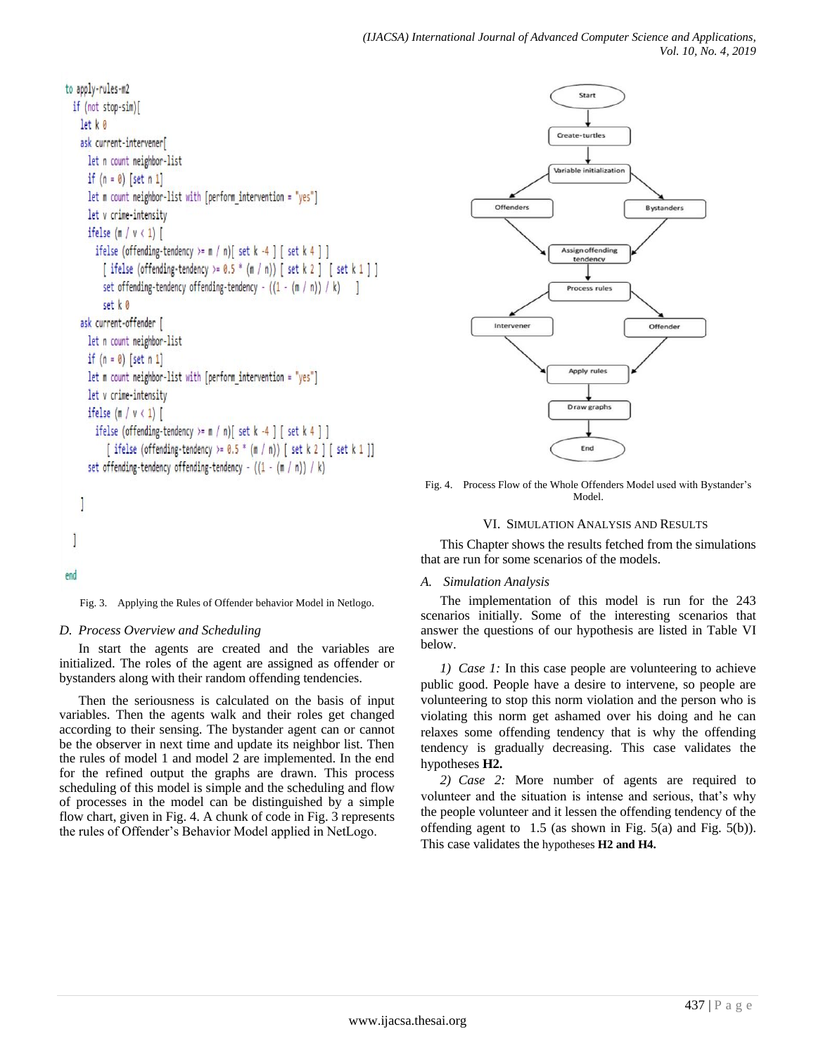```
to apply-rules-m2
  if (not stop-sim)[
    let k 0
    ask current-intervener[
      let n count neighbor-list
      if (n = 0) [set n 1]
      let m count neighbor-list with [perform_intervention = "yes"]
      let v crime-intensity
      ifelse (m / v < 1) [
        ifelse (offending-tendency >= m / n)[ set k -4 ] [ set k 4 ] ]
        [ ifelse (offending-tendency >= 0.5 * (m / n)) [ set k 2 ] [ set k 1 ] ]
        set offending-tendency offending-tendency - ((1 - (m / n)) / k)    ]
        set k 0
    ask current-offender [
      let n count neighbor-list
      if (n = 0) [set n 1]
      let m count neighbor-list with [perform_intervention = "yes"]
      let v crime-intensity
      ifelse (m / v < 1) [
        ifelse (offending-tendency >= m / n)[ set k -4 ] [ set k 4 ] ]
          [ ifelse (offending-tendency >= 0.5 * (m / n)) [ set k 2 ] [ set k 1 ]]
      set offending-tendency offending-tendency - ((1 - (m / n)) / k)

    ]

  ]

end
```

Fig. 3. Applying the Rules of Offender behavior Model in Netlogo.

### D. Process Overview and Scheduling

In start the agents are created and the variables are initialized. The roles of the agent are assigned as offender or bystanders along with their random offending tendencies.

Then the seriousness is calculated on the basis of input variables. Then the agents walk and their roles get changed according to their sensing. The bystander agent can or cannot be the observer in next time and update its neighbor list. Then the rules of model 1 and model 2 are implemented. In the end for the refined output the graphs are drawn. This process scheduling of this model is simple and the scheduling and flow of processes in the model can be distinguished by a simple flow chart, given in Fig. 4. A chunk of code in Fig. 3 represents the rules of Offender's Behavior Model applied in NetLogo.

Start → Create-turtles → Variable initialization → Offenders / Bystanders → Assign offending tendency → Process rules → Intervener / Offender → Apply rules → Draw graphs → End

Fig. 4. Process Flow of the Whole Offenders Model used with Bystander's Model.

## VI. Simulation Analysis and Results

This Chapter shows the results fetched from the simulations that are run for some scenarios of the models.

### A. Simulation Analysis

The implementation of this model is run for the 243 scenarios initially. Some of the interesting scenarios that answer the questions of our hypothesis are listed in Table VI below.

*1) Case 1:* In this case people are volunteering to achieve public good. People have a desire to intervene, so people are volunteering to stop this norm violation and the person who is violating this norm get ashamed over his doing and he can relaxes some offending tendency that is why the offending tendency is gradually decreasing. This case validates the hypotheses **H2.**

*2) Case 2:* More number of agents are required to volunteer and the situation is intense and serious, that's why the people volunteer and it lessen the offending tendency of the offending agent to 1.5 (as shown in Fig. 5(a) and Fig. 5(b)). This case validates the hypotheses **H2 and H4.**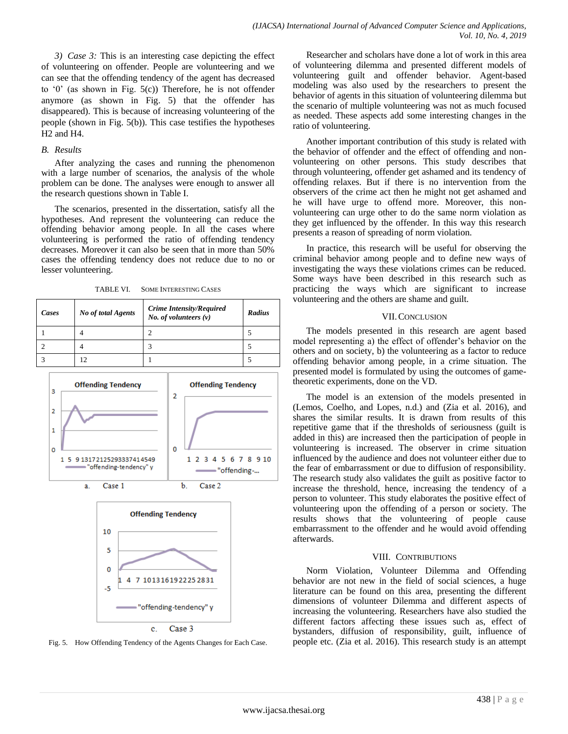3) *Case 3:* This is an interesting case depicting the effect of volunteering on offender. People are volunteering and we can see that the offending tendency of the agent has decreased to '0' (as shown in Fig. 5(c)) Therefore, he is not offender anymore (as shown in Fig. 5) that the offender has disappeared). This is because of increasing volunteering of the people (shown in Fig. 5(b)). This case testifies the hypotheses H2 and H4.

### B. Results

After analyzing the cases and running the phenomenon with a large number of scenarios, the analysis of the whole problem can be done. The analyses were enough to answer all the research questions shown in Table I.

The scenarios, presented in the dissertation, satisfy all the hypotheses. And represent the volunteering can reduce the offending behavior among people. In all the cases where volunteering is performed the ratio of offending tendency decreases. Moreover it can also be seen that in more than 50% cases the offending tendency does not reduce due to no or lesser volunteering.

TABLE VI. SOME INTERESTING CASES

| *Cases* | *No of total Agents* | *Crime Intensity/Required No. of volunteers (v)* | *Radius* |
|---|---|---|---|
| 1 | 4 | 2 | 5 |
| 2 | 4 | 3 | 5 |
| 3 | 12 | 1 | 5 |

a. Case 1 b. Case 2

c. Case 3

Fig. 5. How Offending Tendency of the Agents Changes for Each Case.

Researcher and scholars have done a lot of work in this area of volunteering dilemma and presented different models of volunteering guilt and offender behavior. Agent-based modeling was also used by the researchers to present the behavior of agents in this situation of volunteering dilemma but the scenario of multiple volunteering was not as much focused as needed. These aspects add some interesting changes in the ratio of volunteering.

Another important contribution of this study is related with the behavior of offender and the effect of offending and non-volunteering on other persons. This study describes that through volunteering, offender get ashamed and its tendency of offending relaxes. But if there is no intervention from the observers of the crime act then he might not get ashamed and he will have urge to offend more. Moreover, this non-volunteering can urge other to do the same norm violation as they get influenced by the offender. In this way this research presents a reason of spreading of norm violation.

In practice, this research will be useful for observing the criminal behavior among people and to define new ways of investigating the ways these violations crimes can be reduced. Some ways have been described in this research such as practicing the ways which are significant to increase volunteering and the others are shame and guilt.

## VII. CONCLUSION

The models presented in this research are agent based model representing a) the effect of offender's behavior on the others and on society, b) the volunteering as a factor to reduce offending behavior among people, in a crime situation. The presented model is formulated by using the outcomes of game-theoretic experiments, done on the VD.

The model is an extension of the models presented in (Lemos, Coelho, and Lopes, n.d.) and (Zia et al. 2016), and shares the similar results. It is drawn from results of this repetitive game that if the thresholds of seriousness (guilt is added in this) are increased then the participation of people in volunteering is increased. The observer in crime situation influenced by the audience and does not volunteer either due to the fear of embarrassment or due to diffusion of responsibility. The research study also validates the guilt as positive factor to increase the threshold, hence, increasing the tendency of a person to volunteer. This study elaborates the positive effect of volunteering upon the offending of a person or society. The results shows that the volunteering of people cause embarrassment to the offender and he would avoid offending afterwards.

## VIII. CONTRIBUTIONS

Norm Violation, Volunteer Dilemma and Offending behavior are not new in the field of social sciences, a huge literature can be found on this area, presenting the different dimensions of volunteer Dilemma and different aspects of increasing the volunteering. Researchers have also studied the different factors affecting these issues such as, effect of bystanders, diffusion of responsibility, guilt, influence of people etc. (Zia et al. 2016). This research study is an attempt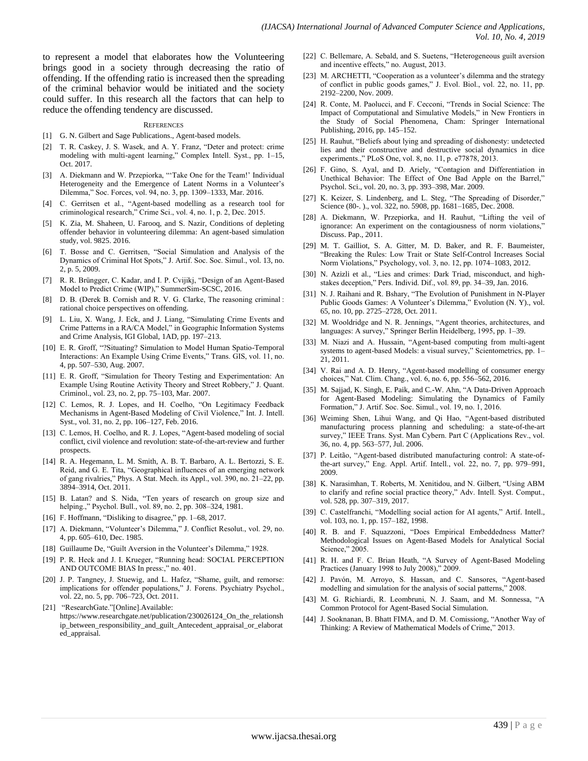to represent a model that elaborates how the Volunteering brings good in a society through decreasing the ratio of offending. If the offending ratio is increased then the spreading of the criminal behavior would be initiated and the society could suffer. In this research all the factors that can help to reduce the offending tendency are discussed.

## References

[1] G. N. Gilbert and Sage Publications., Agent-based models.

[2] T. R. Caskey, J. S. Wasek, and A. Y. Franz, "Deter and protect: crime modeling with multi-agent learning," Complex Intell. Syst., pp. 1–15, Oct. 2017.

[3] A. Diekmann and W. Przepiorka, "'Take One for the Team!' Individual Heterogeneity and the Emergence of Latent Norms in a Volunteer's Dilemma," Soc. Forces, vol. 94, no. 3, pp. 1309–1333, Mar. 2016.

[4] C. Gerritsen et al., "Agent-based modelling as a research tool for criminological research," Crime Sci., vol. 4, no. 1, p. 2, Dec. 2015.

[5] K. Zia, M. Shaheen, U. Farooq, and S. Nazir, Conditions of depleting offender behavior in volunteering dilemma: An agent-based simulation study, vol. 9825. 2016.

[6] T. Bosse and C. Gerritsen, "Social Simulation and Analysis of the Dynamics of Criminal Hot Spots," J. Artif. Soc. Soc. Simul., vol. 13, no. 2, p. 5, 2009.

[7] R. R. Brüngger, C. Kadar, and I. P. Cvijikj, "Design of an Agent-Based Model to Predict Crime (WIP)," SummerSim-SCSC, 2016.

[8] D. B. (Derek B. Cornish and R. V. G. Clarke, The reasoning criminal : rational choice perspectives on offending.

[9] L. Liu, X. Wang, J. Eck, and J. Liang, "Simulating Crime Events and Crime Patterns in a RA/CA Model," in Geographic Information Systems and Crime Analysis, IGI Global, 1AD, pp. 197–213.

[10] E. R. Groff, "?Situating? Simulation to Model Human Spatio-Temporal Interactions: An Example Using Crime Events," Trans. GIS, vol. 11, no. 4, pp. 507–530, Aug. 2007.

[11] E. R. Groff, "Simulation for Theory Testing and Experimentation: An Example Using Routine Activity Theory and Street Robbery," J. Quant. Criminol., vol. 23, no. 2, pp. 75–103, Mar. 2007.

[12] C. Lemos, R. J. Lopes, and H. Coelho, "On Legitimacy Feedback Mechanisms in Agent-Based Modeling of Civil Violence," Int. J. Intell. Syst., vol. 31, no. 2, pp. 106–127, Feb. 2016.

[13] C. Lemos, H. Coelho, and R. J. Lopes, "Agent-based modeling of social conflict, civil violence and revolution: state-of-the-art-review and further prospects.

[14] R. A. Hegemann, L. M. Smith, A. B. T. Barbaro, A. L. Bertozzi, S. E. Reid, and G. E. Tita, "Geographical influences of an emerging network of gang rivalries," Phys. A Stat. Mech. its Appl., vol. 390, no. 21–22, pp. 3894–3914, Oct. 2011.

[15] B. Latan? and S. Nida, "Ten years of research on group size and helping.," Psychol. Bull., vol. 89, no. 2, pp. 308–324, 1981.

[16] F. Hoffmann, "Disliking to disagree," pp. 1–68, 2017.

[17] A. Diekmann, "Volunteer's Dilemma," J. Conflict Resolut., vol. 29, no. 4, pp. 605–610, Dec. 1985.

[18] Guillaume De, "Guilt Aversion in the Volunteer's Dilemma," 1928.

[19] P. R. Heck and J. I. Krueger, "Running head: SOCIAL PERCEPTION AND OUTCOME BIAS In press:," no. 401.

[20] J. P. Tangney, J. Stuewig, and L. Hafez, "Shame, guilt, and remorse: implications for offender populations," J. Forens. Psychiatry Psychol., vol. 22, no. 5, pp. 706–723, Oct. 2011.

[21] "ResearchGate."[Online].Available: https://www.researchgate.net/publication/230026124_On_the_relationship_between_responsibility_and_guilt_Antecedent_appraisal_or_elaborated_appraisal.

[22] C. Bellemare, A. Sebald, and S. Suetens, "Heterogeneous guilt aversion and incentive effects," no. August, 2013.

[23] M. ARCHETTI, "Cooperation as a volunteer's dilemma and the strategy of conflict in public goods games," J. Evol. Biol., vol. 22, no. 11, pp. 2192–2200, Nov. 2009.

[24] R. Conte, M. Paolucci, and F. Cecconi, "Trends in Social Science: The Impact of Computational and Simulative Models," in New Frontiers in the Study of Social Phenomena, Cham: Springer International Publishing, 2016, pp. 145–152.

[25] H. Rauhut, "Beliefs about lying and spreading of dishonesty: undetected lies and their constructive and destructive social dynamics in dice experiments.," PLoS One, vol. 8, no. 11, p. e77878, 2013.

[26] F. Gino, S. Ayal, and D. Ariely, "Contagion and Differentiation in Unethical Behavior: The Effect of One Bad Apple on the Barrel," Psychol. Sci., vol. 20, no. 3, pp. 393–398, Mar. 2009.

[27] K. Keizer, S. Lindenberg, and L. Steg, "The Spreading of Disorder," Science (80-. )., vol. 322, no. 5908, pp. 1681–1685, Dec. 2008.

[28] A. Diekmann, W. Przepiorka, and H. Rauhut, "Lifting the veil of ignorance: An experiment on the contagiousness of norm violations," Discuss. Pap., 2011.

[29] M. T. Gailliot, S. A. Gitter, M. D. Baker, and R. F. Baumeister, "Breaking the Rules: Low Trait or State Self-Control Increases Social Norm Violations," Psychology, vol. 3, no. 12, pp. 1074–1083, 2012.

[30] N. Azizli et al., "Lies and crimes: Dark Triad, misconduct, and high-stakes deception," Pers. Individ. Dif., vol. 89, pp. 34–39, Jan. 2016.

[31] N. J. Raihani and R. Bshary, "The Evolution of Punishment in N-Player Public Goods Games: A Volunteer's Dilemma," Evolution (N. Y)., vol. 65, no. 10, pp. 2725–2728, Oct. 2011.

[32] M. Wooldridge and N. R. Jennings, "Agent theories, architectures, and languages: A survey," Springer Berlin Heidelberg, 1995, pp. 1–39.

[33] M. Niazi and A. Hussain, "Agent-based computing from multi-agent systems to agent-based Models: a visual survey," Scientometrics, pp. 1–21, 2011.

[34] V. Rai and A. D. Henry, "Agent-based modelling of consumer energy choices," Nat. Clim. Chang., vol. 6, no. 6, pp. 556–562, 2016.

[35] M. Sajjad, K. Singh, E. Paik, and C.-W. Ahn, "A Data-Driven Approach for Agent-Based Modeling: Simulating the Dynamics of Family Formation," J. Artif. Soc. Soc. Simul., vol. 19, no. 1, 2016.

[36] Weiming Shen, Lihui Wang, and Qi Hao, "Agent-based distributed manufacturing process planning and scheduling: a state-of-the-art survey," IEEE Trans. Syst. Man Cybern. Part C (Applications Rev., vol. 36, no. 4, pp. 563–577, Jul. 2006.

[37] P. Leitão, "Agent-based distributed manufacturing control: A state-of-the-art survey," Eng. Appl. Artif. Intell., vol. 22, no. 7, pp. 979–991, 2009.

[38] K. Narasimhan, T. Roberts, M. Xenitidou, and N. Gilbert, "Using ABM to clarify and refine social practice theory," Adv. Intell. Syst. Comput., vol. 528, pp. 307–319, 2017.

[39] C. Castelfranchi, "Modelling social action for AI agents," Artif. Intell., vol. 103, no. 1, pp. 157–182, 1998.

[40] R. B. and F. Squazzoni, "Does Empirical Embeddedness Matter? Methodological Issues on Agent-Based Models for Analytical Social Science," 2005.

[41] R. H. and F. C. Brian Heath, "A Survey of Agent-Based Modeling Practices (January 1998 to July 2008)," 2009.

[42] J. Pavón, M. Arroyo, S. Hassan, and C. Sansores, "Agent-based modelling and simulation for the analysis of social patterns," 2008.

[43] M. G. Richiardi, R. Leombruni, N. J. Saam, and M. Sonnessa, "A Common Protocol for Agent-Based Social Simulation.

[44] J. Sooknanan, B. Bhatt FIMA, and D. M. Comissiong, "Another Way of Thinking: A Review of Mathematical Models of Crime," 2013.